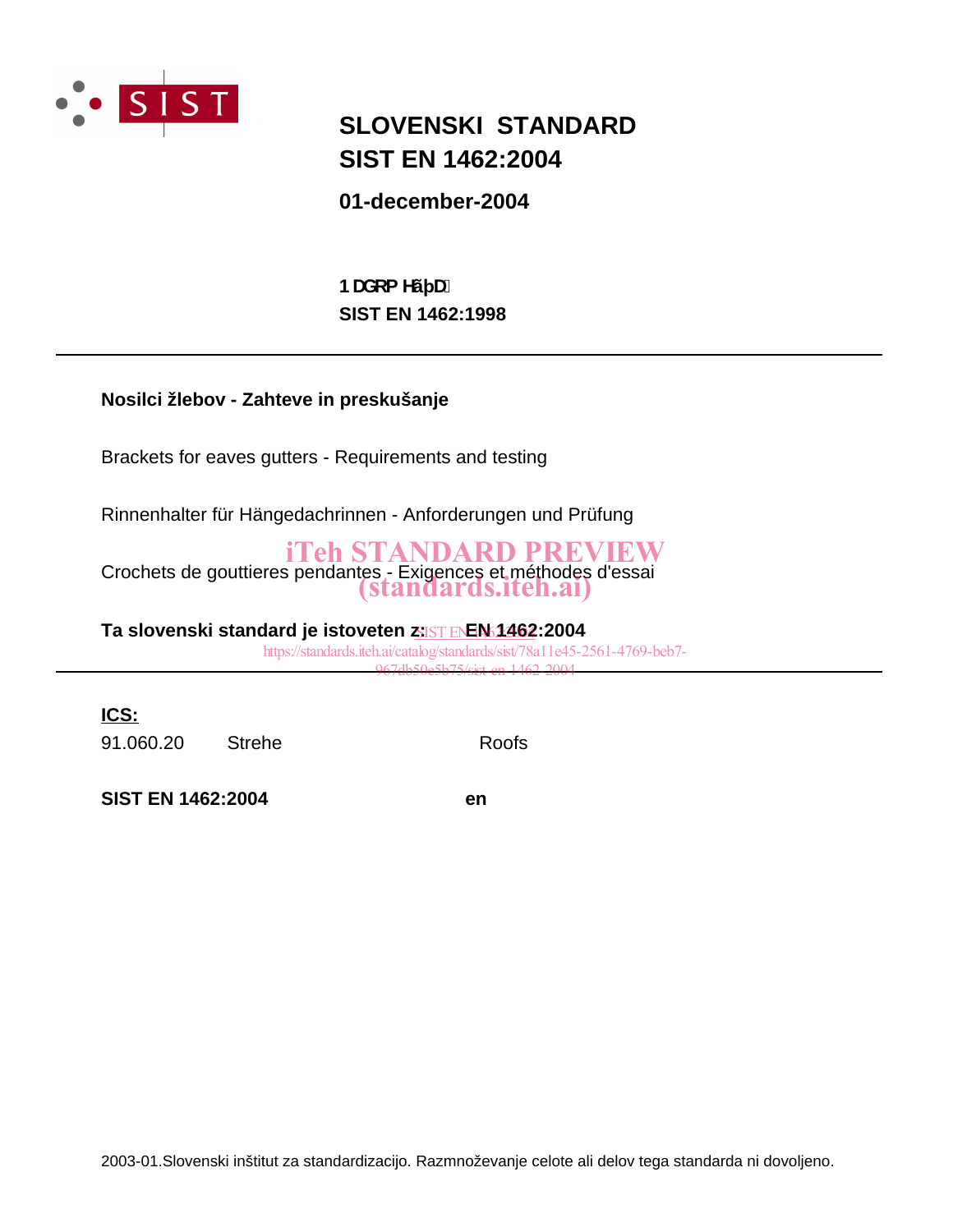# SLOVENSKI STANDARD
# SIST EN 1462:2004

**01-december-2004**

**1 DGRP HäþD**
**SIST EN 1462:1998**

---

**Nosilci žlebov - Zahteve in preskušanje**

Brackets for eaves gutters - Requirements and testing

Rinnenhalter für Hängedachrinnen - Anforderungen und Prüfung

Crochets de gouttieres pendantes - Exigences et méthodes d'essai

iTeh STANDARD PREVIEW
(standards.iteh.ai)

**Ta slovenski standard je istoveten z: EN 1462:2004**

SIST EN 1462:2004
https://standards.iteh.ai/catalog/standards/sist/78a11e45-2561-4769-beb7-967db50e5b75/sist-en-1462-2004

---

**ICS:**

| | | |
|---|---|---|
| 91.060.20 | Strehe | Roofs |

**SIST EN 1462:2004** **en**

2003-01.Slovenski inštitut za standardizacijo. Razmnoževanje celote ali delov tega standarda ni dovoljeno.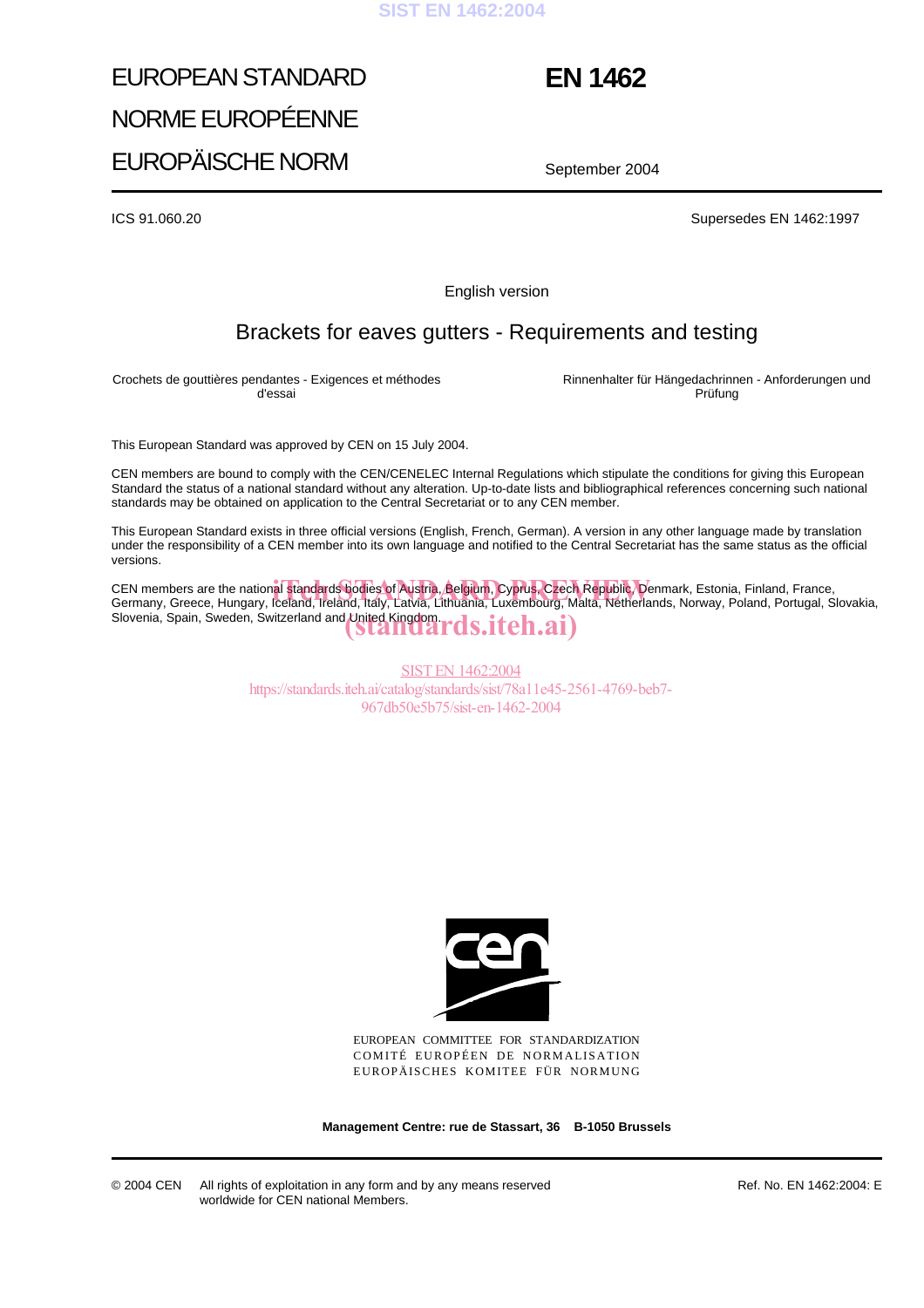# EUROPEAN STANDARD
# NORME EUROPÉENNE
# EUROPÄISCHE NORM

# EN 1462

September 2004

ICS 91.060.20

Supersedes EN 1462:1997

English version

## Brackets for eaves gutters - Requirements and testing

Crochets de gouttières pendantes - Exigences et méthodes d'essai

Rinnenhalter für Hängedachrinnen - Anforderungen und Prüfung

This European Standard was approved by CEN on 15 July 2004.

CEN members are bound to comply with the CEN/CENELEC Internal Regulations which stipulate the conditions for giving this European Standard the status of a national standard without any alteration. Up-to-date lists and bibliographical references concerning such national standards may be obtained on application to the Central Secretariat or to any CEN member.

This European Standard exists in three official versions (English, French, German). A version in any other language made by translation under the responsibility of a CEN member into its own language and notified to the Central Secretariat has the same status as the official versions.

CEN members are the national standards bodies of Austria, Belgium, Cyprus, Czech Republic, Denmark, Estonia, Finland, France, Germany, Greece, Hungary, Iceland, Ireland, Italy, Latvia, Lithuania, Luxembourg, Malta, Netherlands, Norway, Poland, Portugal, Slovakia, Slovenia, Spain, Sweden, Switzerland and United Kingdom.

EUROPEAN COMMITTEE FOR STANDARDIZATION
COMITÉ EUROPÉEN DE NORMALISATION
EUROPÄISCHES KOMITEE FÜR NORMUNG

**Management Centre: rue de Stassart, 36 B-1050 Brussels**

© 2004 CEN All rights of exploitation in any form and by any means reserved worldwide for CEN national Members.

Ref. No. EN 1462:2004: E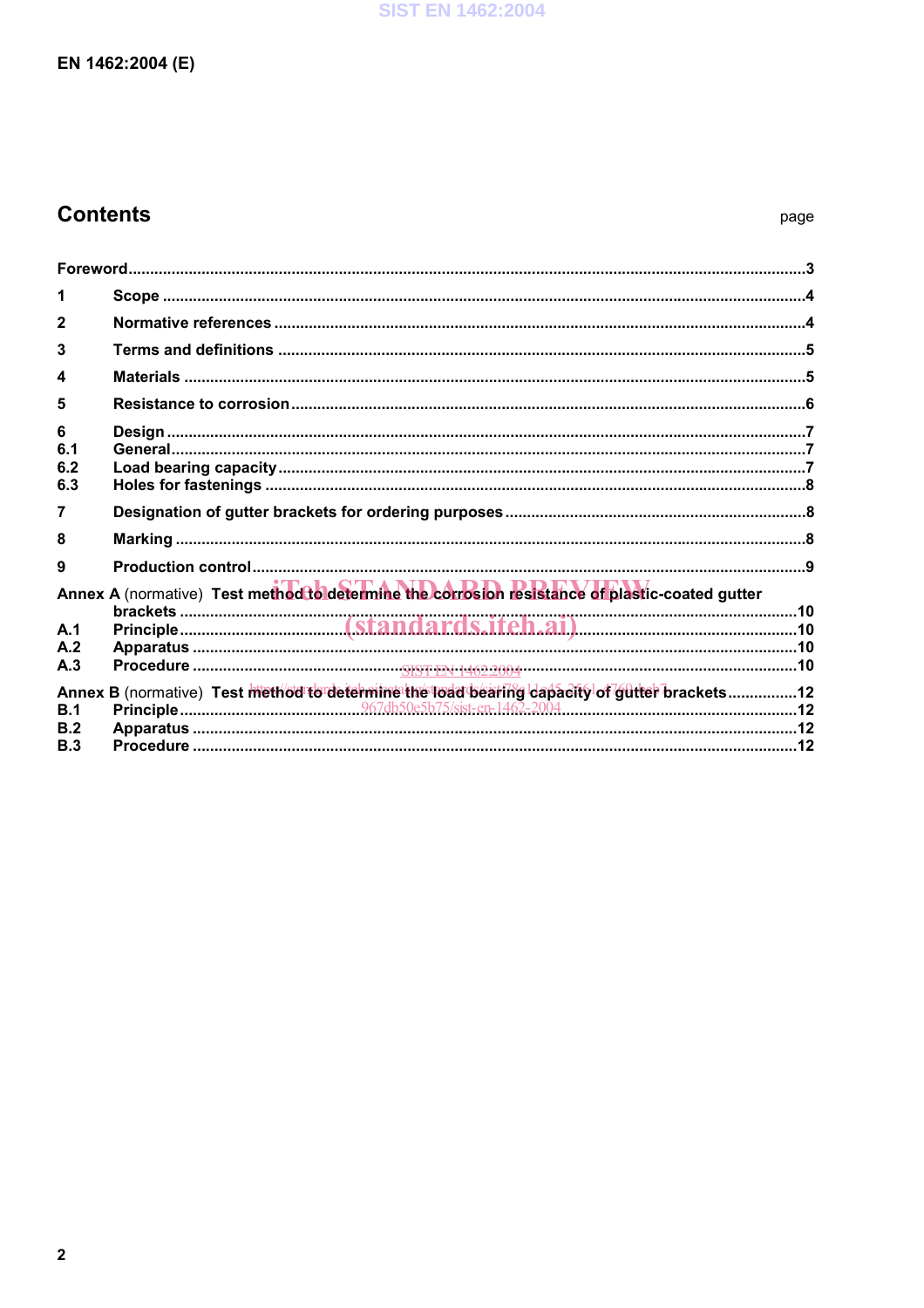## Contents

page

Foreword ...3

1 Scope ...4

2 Normative references ...4

3 Terms and definitions ...5

4 Materials ...5

5 Resistance to corrosion ...6

6 Design ...7

6.1 General ...7

6.2 Load bearing capacity ...7

6.3 Holes for fastenings ...8

7 Designation of gutter brackets for ordering purposes ...8

8 Marking ...8

9 Production control ...9

Annex A (normative) Test method to determine the corrosion resistance of plastic-coated gutter brackets ...10

A.1 Principle ...10

A.2 Apparatus ...10

A.3 Procedure ...10

Annex B (normative) Test method to determine the load bearing capacity of gutter brackets ...12

B.1 Principle ...12

B.2 Apparatus ...12

B.3 Procedure ...12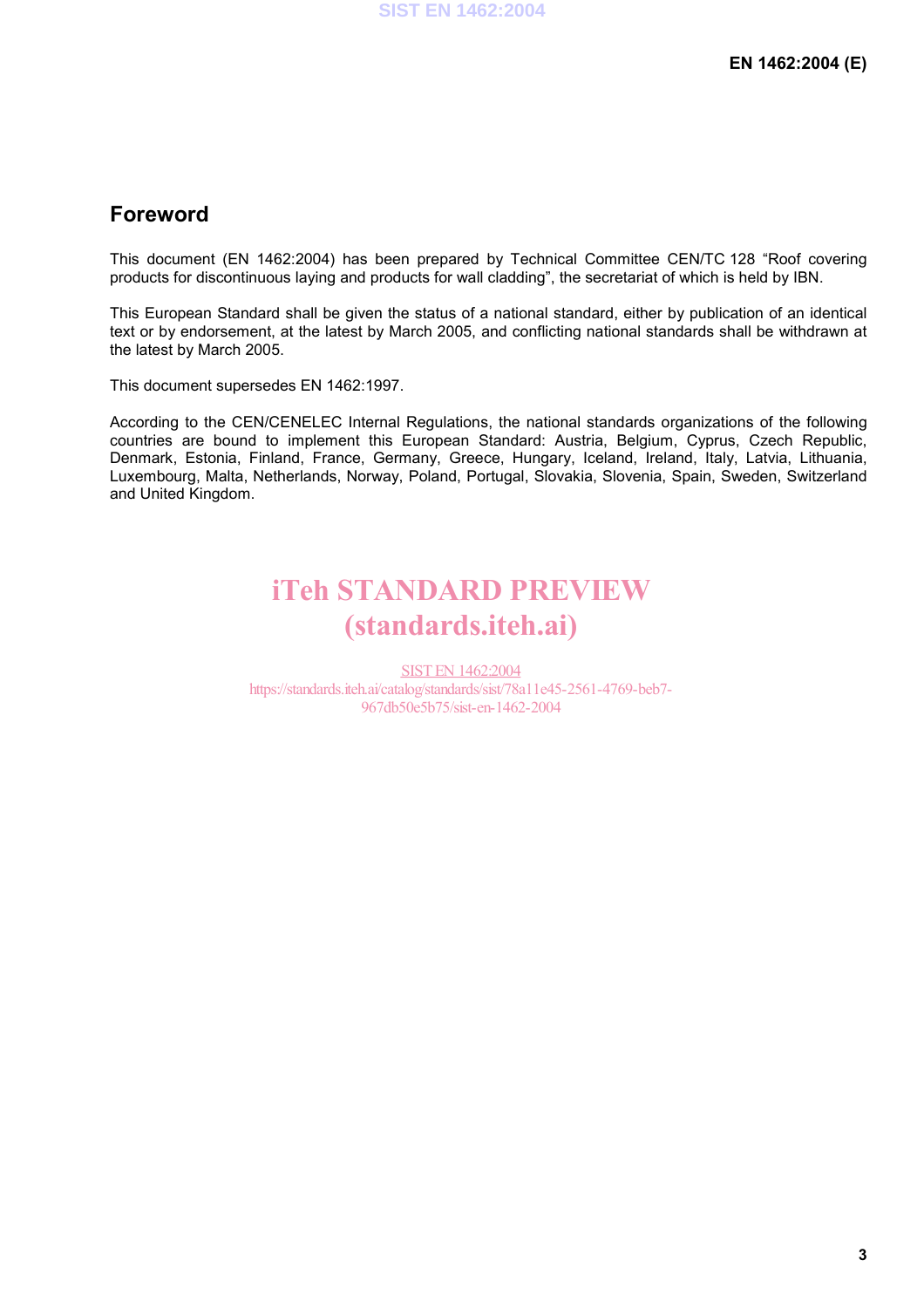## Foreword

This document (EN 1462:2004) has been prepared by Technical Committee CEN/TC 128 “Roof covering products for discontinuous laying and products for wall cladding”, the secretariat of which is held by IBN.

This European Standard shall be given the status of a national standard, either by publication of an identical text or by endorsement, at the latest by March 2005, and conflicting national standards shall be withdrawn at the latest by March 2005.

This document supersedes EN 1462:1997.

According to the CEN/CENELEC Internal Regulations, the national standards organizations of the following countries are bound to implement this European Standard: Austria, Belgium, Cyprus, Czech Republic, Denmark, Estonia, Finland, France, Germany, Greece, Hungary, Iceland, Ireland, Italy, Latvia, Lithuania, Luxembourg, Malta, Netherlands, Norway, Poland, Portugal, Slovakia, Slovenia, Spain, Sweden, Switzerland and United Kingdom.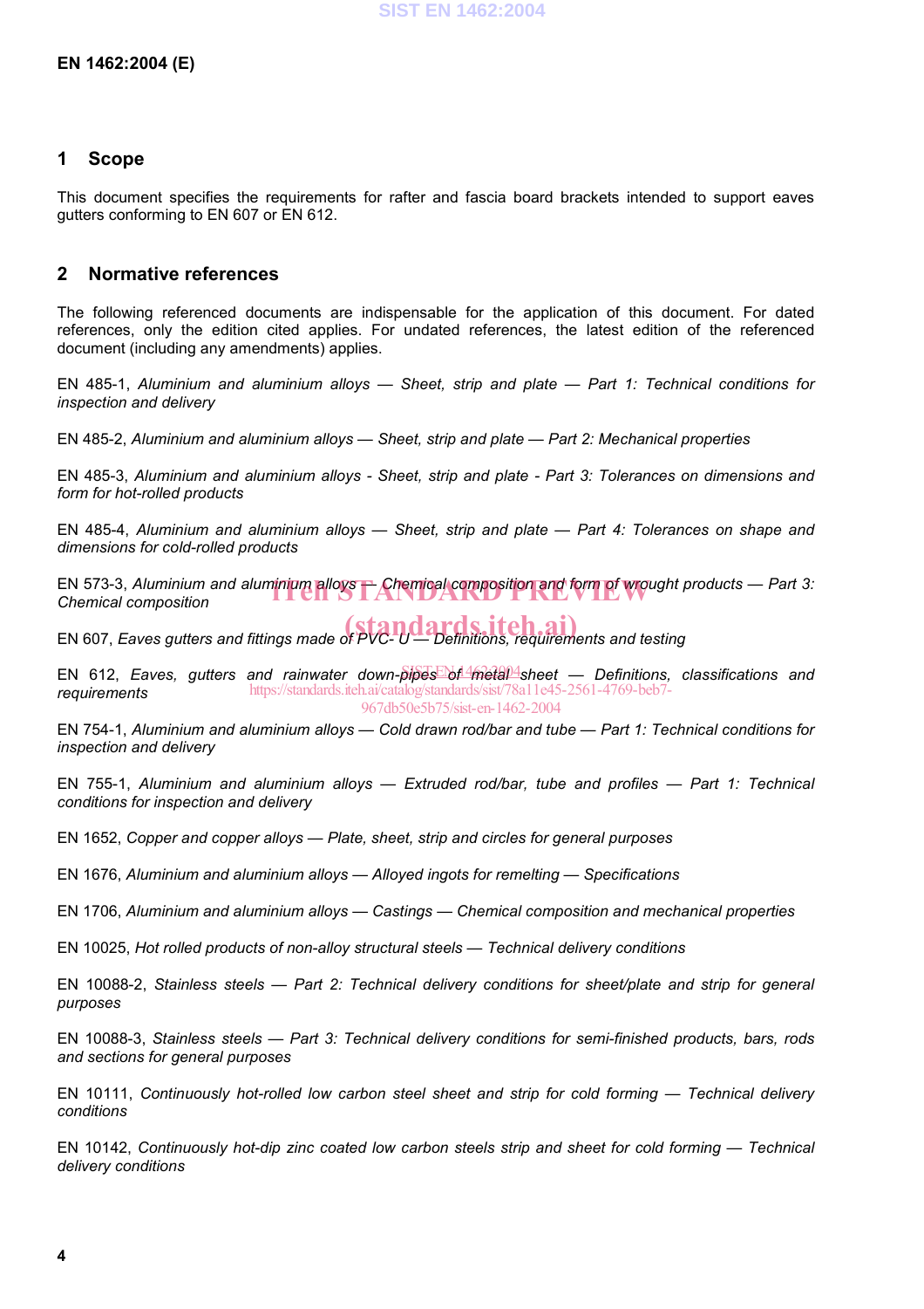## 1 Scope

This document specifies the requirements for rafter and fascia board brackets intended to support eaves gutters conforming to EN 607 or EN 612.

## 2 Normative references

The following referenced documents are indispensable for the application of this document. For dated references, only the edition cited applies. For undated references, the latest edition of the referenced document (including any amendments) applies.

EN 485-1, *Aluminium and aluminium alloys — Sheet, strip and plate — Part 1: Technical conditions for inspection and delivery*

EN 485-2, *Aluminium and aluminium alloys — Sheet, strip and plate — Part 2: Mechanical properties*

EN 485-3, *Aluminium and aluminium alloys - Sheet, strip and plate - Part 3: Tolerances on dimensions and form for hot-rolled products*

EN 485-4, *Aluminium and aluminium alloys — Sheet, strip and plate — Part 4: Tolerances on shape and dimensions for cold-rolled products*

EN 573-3, *Aluminium and aluminium alloys — Chemical composition and form of wrought products — Part 3: Chemical composition*

EN 607, *Eaves gutters and fittings made of PVC- U — Definitions, requirements and testing*

EN 612, *Eaves, gutters and rainwater down-pipes of metal sheet — Definitions, classifications and requirements*

EN 754-1, *Aluminium and aluminium alloys — Cold drawn rod/bar and tube — Part 1: Technical conditions for inspection and delivery*

EN 755-1, *Aluminium and aluminium alloys — Extruded rod/bar, tube and profiles — Part 1: Technical conditions for inspection and delivery*

EN 1652, *Copper and copper alloys — Plate, sheet, strip and circles for general purposes*

EN 1676, *Aluminium and aluminium alloys — Alloyed ingots for remelting — Specifications*

EN 1706, *Aluminium and aluminium alloys — Castings — Chemical composition and mechanical properties*

EN 10025, *Hot rolled products of non-alloy structural steels — Technical delivery conditions*

EN 10088-2, *Stainless steels — Part 2: Technical delivery conditions for sheet/plate and strip for general purposes*

EN 10088-3, *Stainless steels — Part 3: Technical delivery conditions for semi-finished products, bars, rods and sections for general purposes*

EN 10111, *Continuously hot-rolled low carbon steel sheet and strip for cold forming — Technical delivery conditions*

EN 10142, *Continuously hot-dip zinc coated low carbon steels strip and sheet for cold forming — Technical delivery conditions*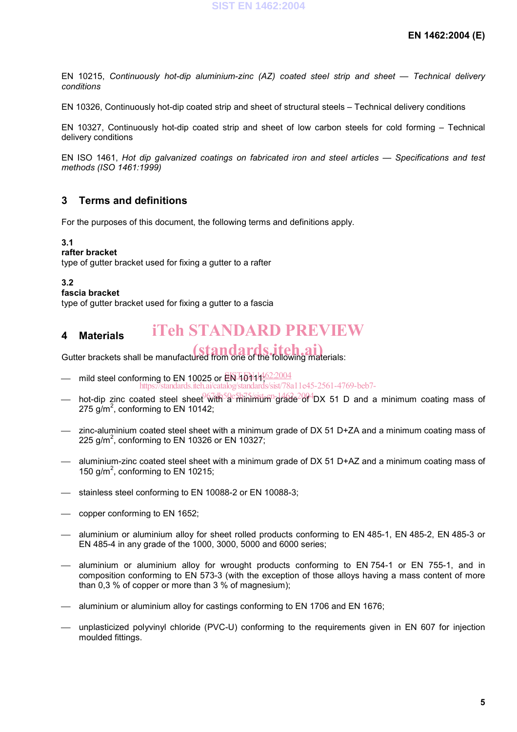EN 10215, *Continuously hot-dip aluminium-zinc (AZ) coated steel strip and sheet — Technical delivery conditions*

EN 10326, Continuously hot-dip coated strip and sheet of structural steels – Technical delivery conditions

EN 10327, Continuously hot-dip coated strip and sheet of low carbon steels for cold forming – Technical delivery conditions

EN ISO 1461, *Hot dip galvanized coatings on fabricated iron and steel articles — Specifications and test methods (ISO 1461:1999)*

## 3 Terms and definitions

For the purposes of this document, the following terms and definitions apply.

**3.1**
**rafter bracket**
type of gutter bracket used for fixing a gutter to a rafter

**3.2**
**fascia bracket**
type of gutter bracket used for fixing a gutter to a fascia

## 4 Materials

Gutter brackets shall be manufactured from one of the following materials:

— mild steel conforming to EN 10025 or EN 10111;

— hot-dip zinc coated steel sheet with a minimum grade of DX 51 D and a minimum coating mass of 275 g/m$^2$, conforming to EN 10142;

— zinc-aluminium coated steel sheet with a minimum grade of DX 51 D+ZA and a minimum coating mass of 225 g/m$^2$, conforming to EN 10326 or EN 10327;

— aluminium-zinc coated steel sheet with a minimum grade of DX 51 D+AZ and a minimum coating mass of 150 g/m$^2$, conforming to EN 10215;

— stainless steel conforming to EN 10088-2 or EN 10088-3;

— copper conforming to EN 1652;

— aluminium or aluminium alloy for sheet rolled products conforming to EN 485-1, EN 485-2, EN 485-3 or EN 485-4 in any grade of the 1000, 3000, 5000 and 6000 series;

— aluminium or aluminium alloy for wrought products conforming to EN 754-1 or EN 755-1, and in composition conforming to EN 573-3 (with the exception of those alloys having a mass content of more than 0,3 % of copper or more than 3 % of magnesium);

— aluminium or aluminium alloy for castings conforming to EN 1706 and EN 1676;

— unplasticized polyvinyl chloride (PVC-U) conforming to the requirements given in EN 607 for injection moulded fittings.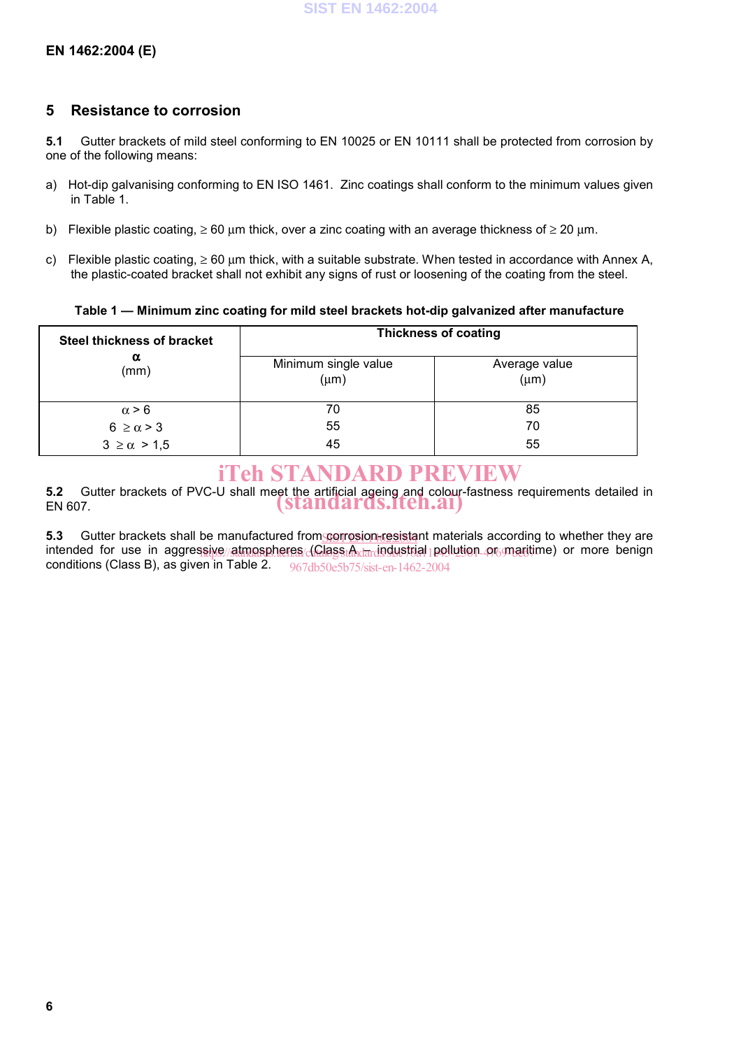## 5 Resistance to corrosion

**5.1** Gutter brackets of mild steel conforming to EN 10025 or EN 10111 shall be protected from corrosion by one of the following means:

a) Hot-dip galvanising conforming to EN ISO 1461. Zinc coatings shall conform to the minimum values given in Table 1.

b) Flexible plastic coating, ≥ 60 µm thick, over a zinc coating with an average thickness of ≥ 20 µm.

c) Flexible plastic coating, ≥ 60 µm thick, with a suitable substrate. When tested in accordance with Annex A, the plastic-coated bracket shall not exhibit any signs of rust or loosening of the coating from the steel.

**Table 1 — Minimum zinc coating for mild steel brackets hot-dip galvanized after manufacture**

| **Steel thickness of bracket** **α** (mm) | **Thickness of coating** | |
|---|---|---|
| | Minimum single value (µm) | Average value (µm) |
| $\alpha > 6$ | 70 | 85 |
| $6 \geq \alpha > 3$ | 55 | 70 |
| $3 \geq \alpha > 1{,}5$ | 45 | 55 |

**5.2** Gutter brackets of PVC-U shall meet the artificial ageing and colour-fastness requirements detailed in EN 607.

**5.3** Gutter brackets shall be manufactured from corrosion-resistant materials according to whether they are intended for use in aggressive atmospheres (Class A – industrial pollution or maritime) or more benign conditions (Class B), as given in Table 2.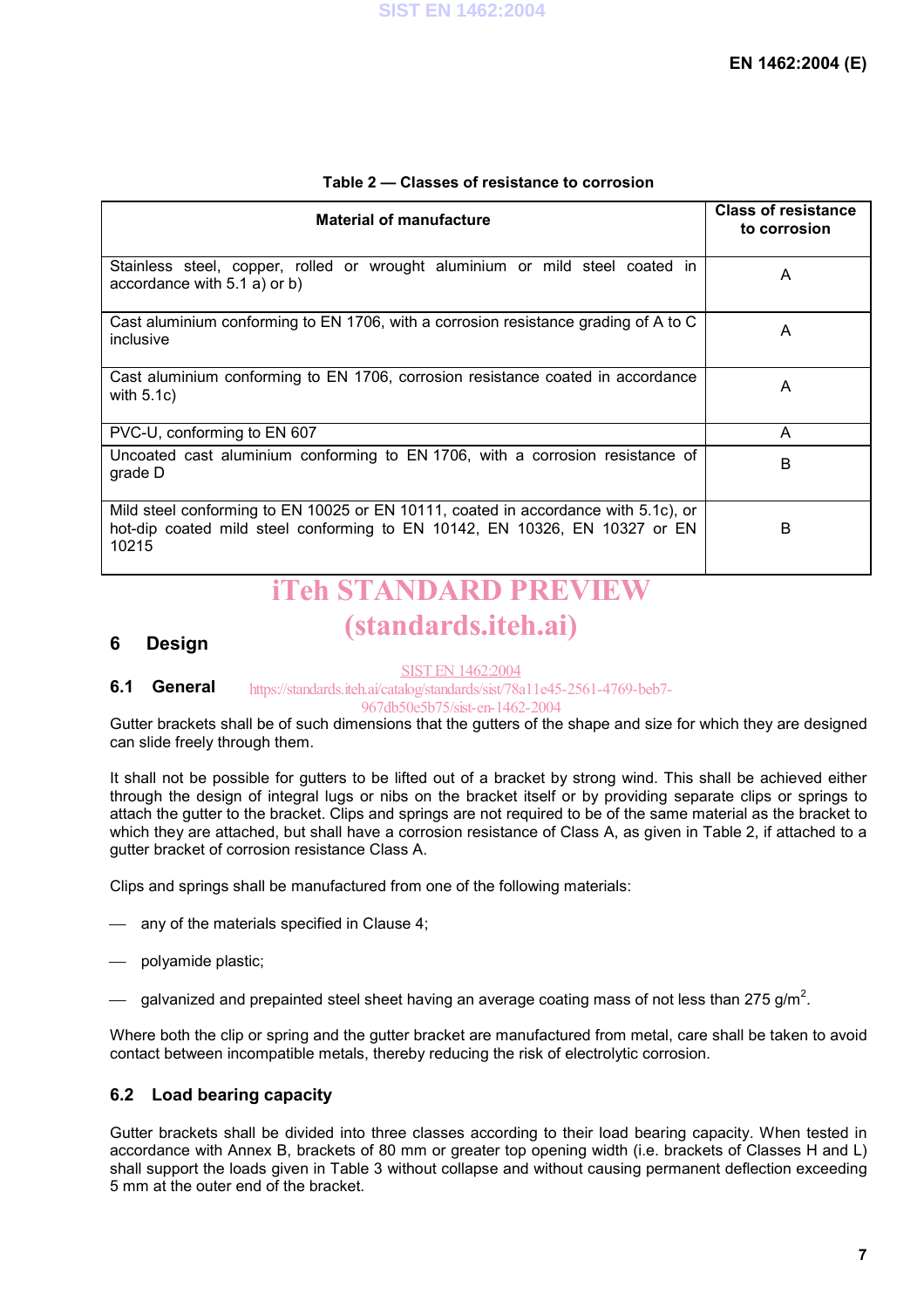**Table 2 — Classes of resistance to corrosion**

| Material of manufacture | Class of resistance to corrosion |
|---|---|
| Stainless steel, copper, rolled or wrought aluminium or mild steel coated in accordance with 5.1 a) or b) | A |
| Cast aluminium conforming to EN 1706, with a corrosion resistance grading of A to C inclusive | A |
| Cast aluminium conforming to EN 1706, corrosion resistance coated in accordance with 5.1c) | A |
| PVC-U, conforming to EN 607 | A |
| Uncoated cast aluminium conforming to EN 1706, with a corrosion resistance of grade D | B |
| Mild steel conforming to EN 10025 or EN 10111, coated in accordance with 5.1c), or hot-dip coated mild steel conforming to EN 10142, EN 10326, EN 10327 or EN 10215 | B |

## 6 Design

### 6.1 General

Gutter brackets shall be of such dimensions that the gutters of the shape and size for which they are designed can slide freely through them.

It shall not be possible for gutters to be lifted out of a bracket by strong wind. This shall be achieved either through the design of integral lugs or nibs on the bracket itself or by providing separate clips or springs to attach the gutter to the bracket. Clips and springs are not required to be of the same material as the bracket to which they are attached, but shall have a corrosion resistance of Class A, as given in Table 2, if attached to a gutter bracket of corrosion resistance Class A.

Clips and springs shall be manufactured from one of the following materials:

- any of the materials specified in Clause 4;
- polyamide plastic;
- galvanized and prepainted steel sheet having an average coating mass of not less than 275 g/m$^2$.

Where both the clip or spring and the gutter bracket are manufactured from metal, care shall be taken to avoid contact between incompatible metals, thereby reducing the risk of electrolytic corrosion.

### 6.2 Load bearing capacity

Gutter brackets shall be divided into three classes according to their load bearing capacity. When tested in accordance with Annex B, brackets of 80 mm or greater top opening width (i.e. brackets of Classes H and L) shall support the loads given in Table 3 without collapse and without causing permanent deflection exceeding 5 mm at the outer end of the bracket.